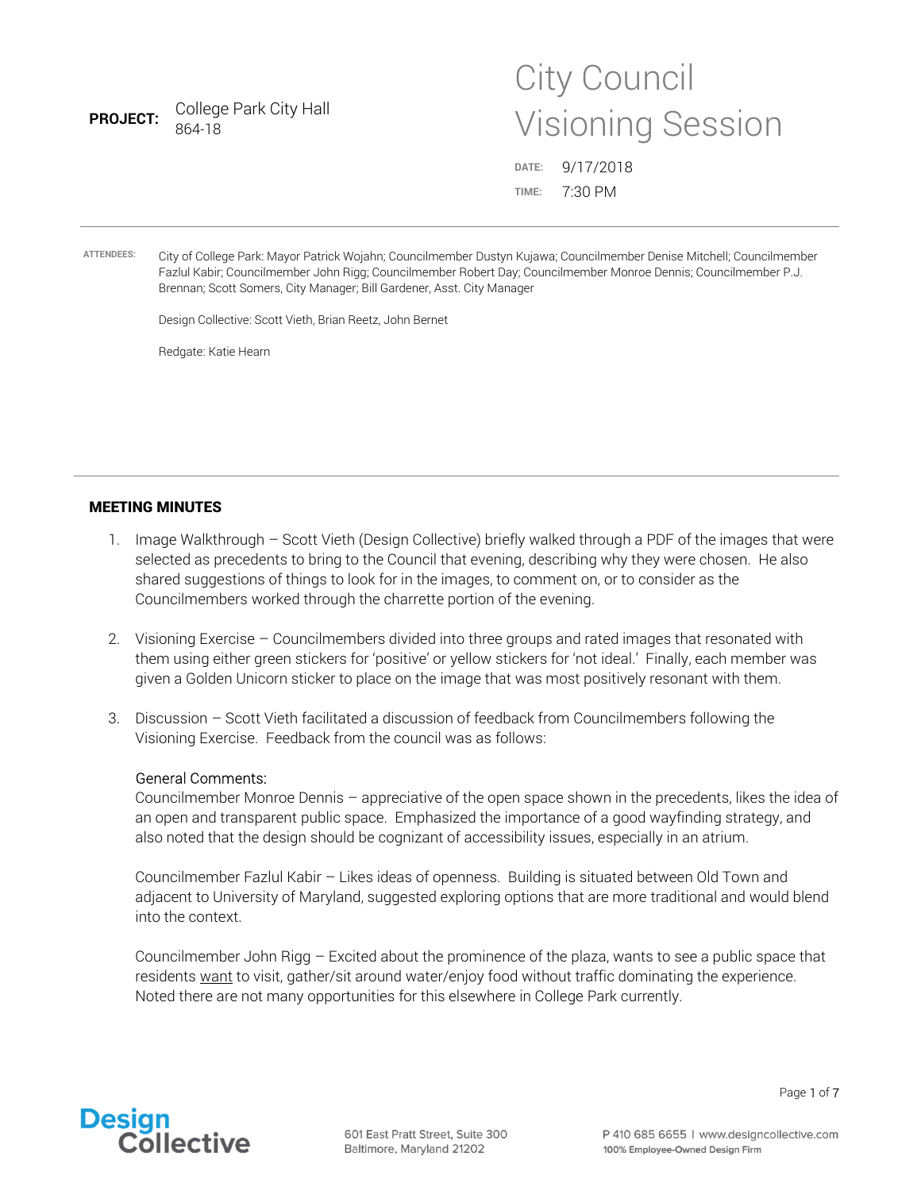**PROJECT:** College Park City Hall
864-18

# City Council Visioning Session

**DATE:** 9/17/2018
**TIME:** 7:30 PM

---

**ATTENDEES:** City of College Park: Mayor Patrick Wojahn; Councilmember Dustyn Kujawa; Councilmember Denise Mitchell; Councilmember Fazlul Kabir; Councilmember John Rigg; Councilmember Robert Day; Councilmember Monroe Dennis; Councilmember P.J. Brennan; Scott Somers, City Manager; Bill Gardener, Asst. City Manager

Design Collective: Scott Vieth, Brian Reetz, John Bernet

Redgate: Katie Hearn

---

## MEETING MINUTES

1. Image Walkthrough – Scott Vieth (Design Collective) briefly walked through a PDF of the images that were selected as precedents to bring to the Council that evening, describing why they were chosen. He also shared suggestions of things to look for in the images, to comment on, or to consider as the Councilmembers worked through the charrette portion of the evening.

2. Visioning Exercise – Councilmembers divided into three groups and rated images that resonated with them using either green stickers for 'positive' or yellow stickers for 'not ideal.' Finally, each member was given a Golden Unicorn sticker to place on the image that was most positively resonant with them.

3. Discussion – Scott Vieth facilitated a discussion of feedback from Councilmembers following the Visioning Exercise. Feedback from the council was as follows:

   General Comments:
   Councilmember Monroe Dennis – appreciative of the open space shown in the precedents, likes the idea of an open and transparent public space. Emphasized the importance of a good wayfinding strategy, and also noted that the design should be cognizant of accessibility issues, especially in an atrium.

   Councilmember Fazlul Kabir – Likes ideas of openness. Building is situated between Old Town and adjacent to University of Maryland, suggested exploring options that are more traditional and would blend into the context.

   Councilmember John Rigg – Excited about the prominence of the plaza, wants to see a public space that residents <u>want</u> to visit, gather/sit around water/enjoy food without traffic dominating the experience. Noted there are not many opportunities for this elsewhere in College Park currently.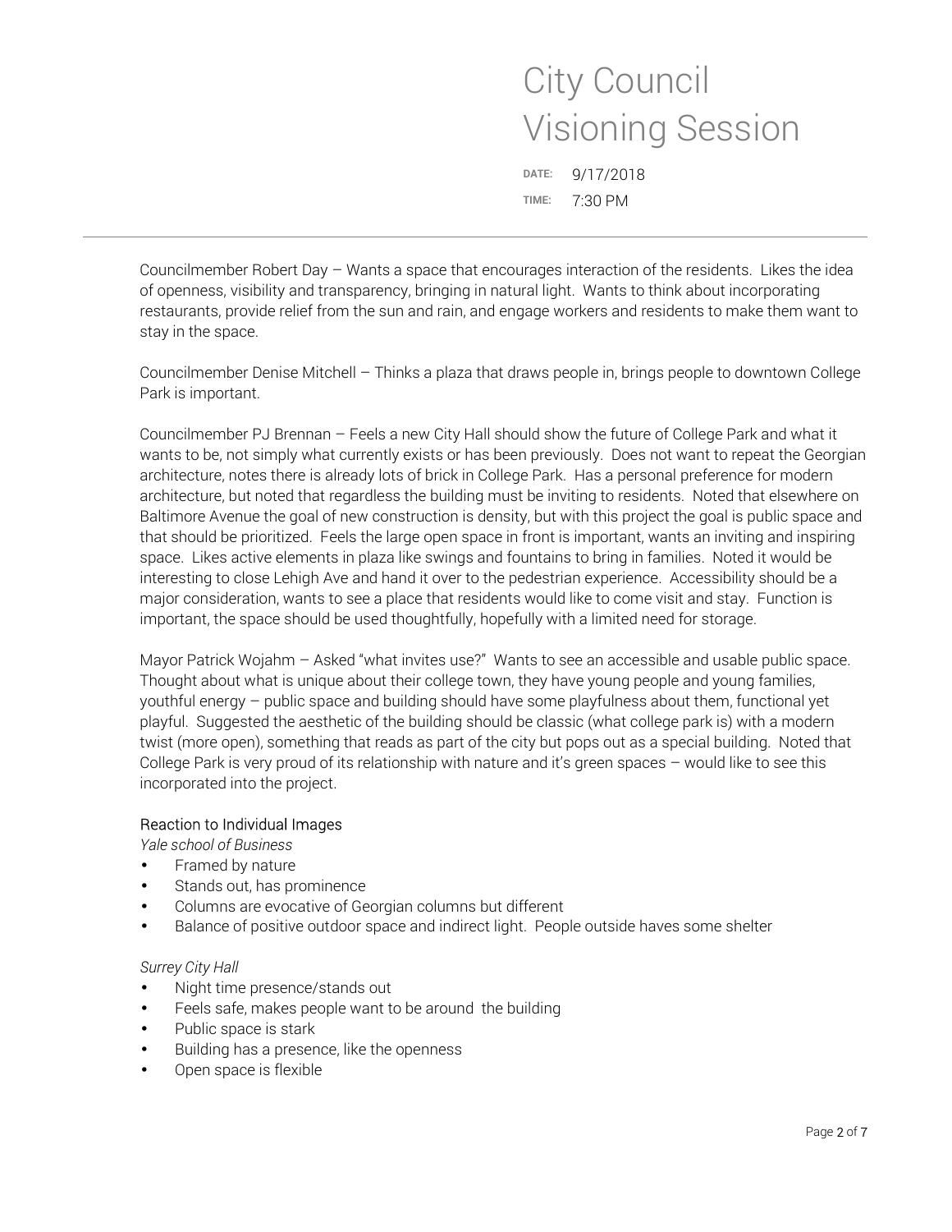# City Council Visioning Session

**DATE:** 9/17/2018
**TIME:** 7:30 PM

---

Councilmember Robert Day – Wants a space that encourages interaction of the residents. Likes the idea of openness, visibility and transparency, bringing in natural light. Wants to think about incorporating restaurants, provide relief from the sun and rain, and engage workers and residents to make them want to stay in the space.

Councilmember Denise Mitchell – Thinks a plaza that draws people in, brings people to downtown College Park is important.

Councilmember PJ Brennan – Feels a new City Hall should show the future of College Park and what it wants to be, not simply what currently exists or has been previously. Does not want to repeat the Georgian architecture, notes there is already lots of brick in College Park. Has a personal preference for modern architecture, but noted that regardless the building must be inviting to residents. Noted that elsewhere on Baltimore Avenue the goal of new construction is density, but with this project the goal is public space and that should be prioritized. Feels the large open space in front is important, wants an inviting and inspiring space. Likes active elements in plaza like swings and fountains to bring in families. Noted it would be interesting to close Lehigh Ave and hand it over to the pedestrian experience. Accessibility should be a major consideration, wants to see a place that residents would like to come visit and stay. Function is important, the space should be used thoughtfully, hopefully with a limited need for storage.

Mayor Patrick Wojahm – Asked "what invites use?" Wants to see an accessible and usable public space. Thought about what is unique about their college town, they have young people and young families, youthful energy – public space and building should have some playfulness about them, functional yet playful. Suggested the aesthetic of the building should be classic (what college park is) with a modern twist (more open), something that reads as part of the city but pops out as a special building. Noted that College Park is very proud of its relationship with nature and it's green spaces – would like to see this incorporated into the project.

### Reaction to Individual Images

*Yale school of Business*

- Framed by nature
- Stands out, has prominence
- Columns are evocative of Georgian columns but different
- Balance of positive outdoor space and indirect light. People outside haves some shelter

*Surrey City Hall*

- Night time presence/stands out
- Feels safe, makes people want to be around the building
- Public space is stark
- Building has a presence, like the openness
- Open space is flexible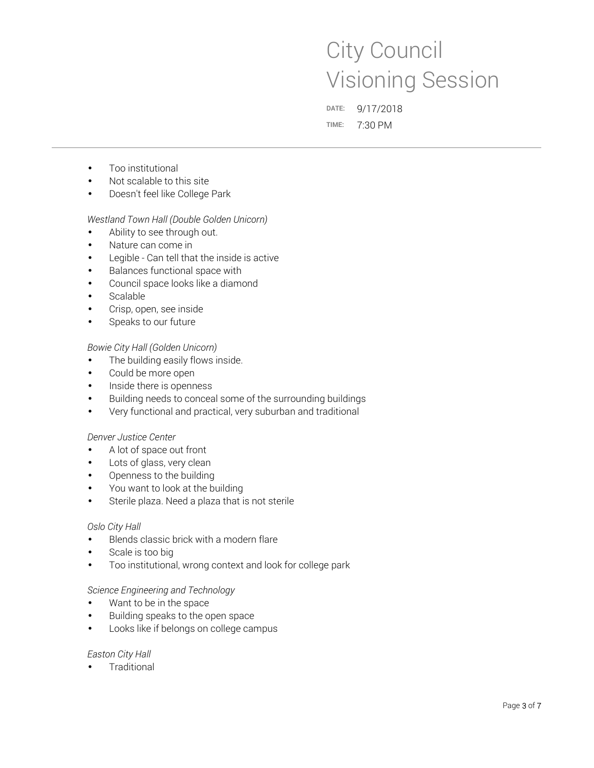# City Council Visioning Session

**DATE:** 9/17/2018

**TIME:** 7:30 PM

---

- Too institutional
- Not scalable to this site
- Doesn't feel like College Park

*Westland Town Hall (Double Golden Unicorn)*

- Ability to see through out.
- Nature can come in
- Legible - Can tell that the inside is active
- Balances functional space with
- Council space looks like a diamond
- Scalable
- Crisp, open, see inside
- Speaks to our future

*Bowie City Hall (Golden Unicorn)*

- The building easily flows inside.
- Could be more open
- Inside there is openness
- Building needs to conceal some of the surrounding buildings
- Very functional and practical, very suburban and traditional

*Denver Justice Center*

- A lot of space out front
- Lots of glass, very clean
- Openness to the building
- You want to look at the building
- Sterile plaza. Need a plaza that is not sterile

*Oslo City Hall*

- Blends classic brick with a modern flare
- Scale is too big
- Too institutional, wrong context and look for college park

*Science Engineering and Technology*

- Want to be in the space
- Building speaks to the open space
- Looks like if belongs on college campus

*Easton City Hall*

- Traditional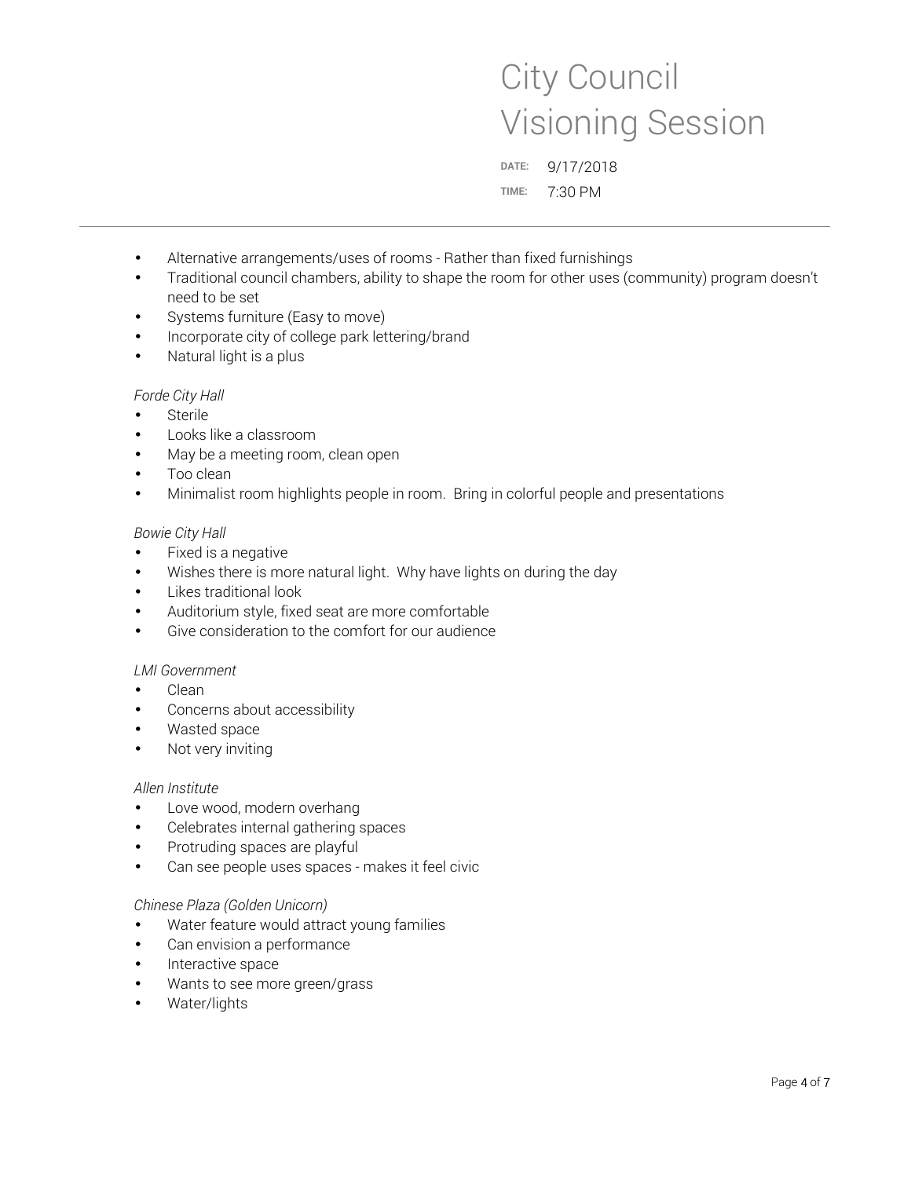# City Council Visioning Session

DATE: 9/17/2018

TIME: 7:30 PM

---

- Alternative arrangements/uses of rooms - Rather than fixed furnishings
- Traditional council chambers, ability to shape the room for other uses (community) program doesn't need to be set
- Systems furniture (Easy to move)
- Incorporate city of college park lettering/brand
- Natural light is a plus

*Forde City Hall*

- Sterile
- Looks like a classroom
- May be a meeting room, clean open
- Too clean
- Minimalist room highlights people in room. Bring in colorful people and presentations

*Bowie City Hall*

- Fixed is a negative
- Wishes there is more natural light. Why have lights on during the day
- Likes traditional look
- Auditorium style, fixed seat are more comfortable
- Give consideration to the comfort for our audience

*LMI Government*

- Clean
- Concerns about accessibility
- Wasted space
- Not very inviting

*Allen Institute*

- Love wood, modern overhang
- Celebrates internal gathering spaces
- Protruding spaces are playful
- Can see people uses spaces - makes it feel civic

*Chinese Plaza (Golden Unicorn)*

- Water feature would attract young families
- Can envision a performance
- Interactive space
- Wants to see more green/grass
- Water/lights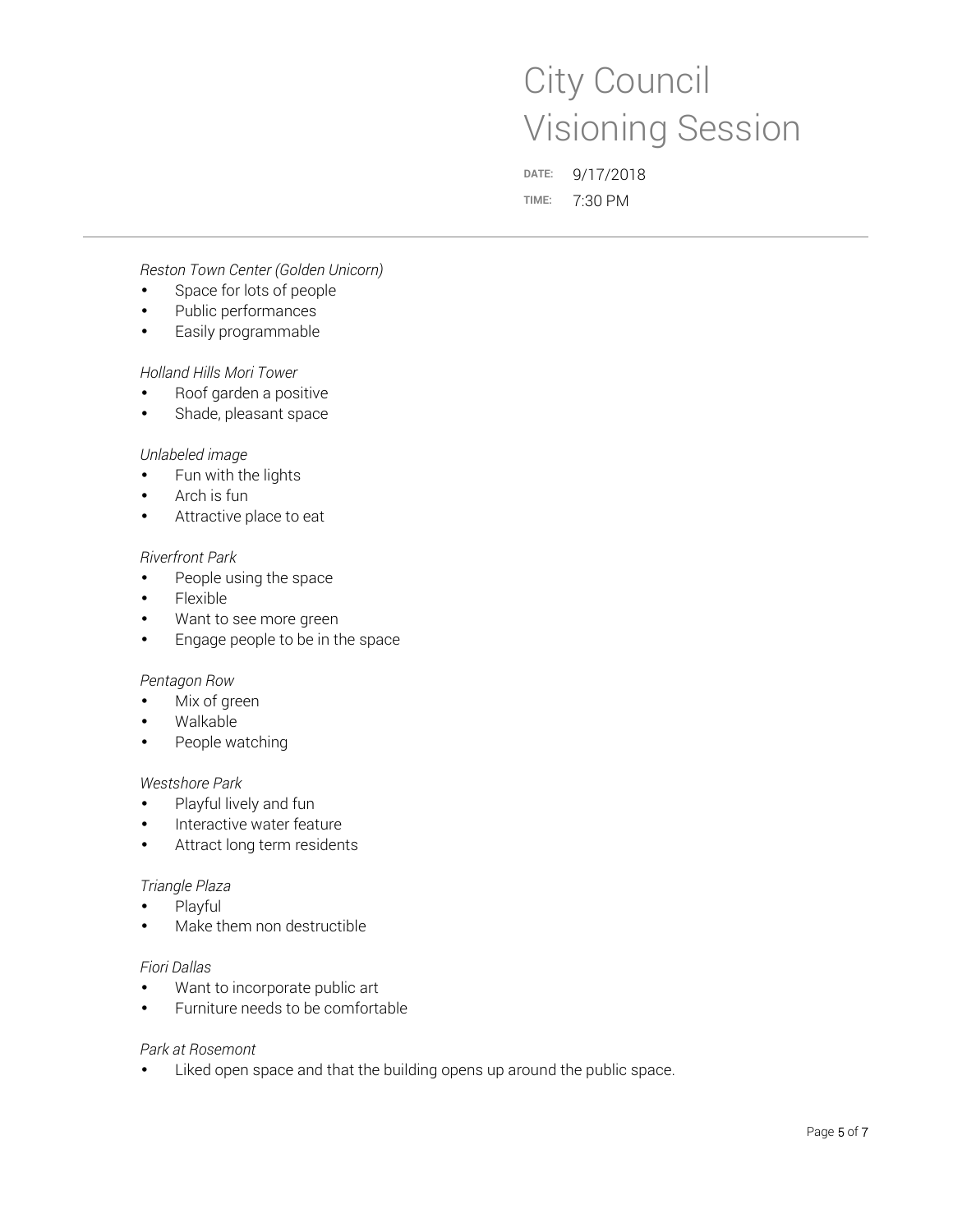# City Council Visioning Session

**DATE:** 9/17/2018

**TIME:** 7:30 PM

---

*Reston Town Center (Golden Unicorn)*
- Space for lots of people
- Public performances
- Easily programmable

*Holland Hills Mori Tower*
- Roof garden a positive
- Shade, pleasant space

*Unlabeled image*
- Fun with the lights
- Arch is fun
- Attractive place to eat

*Riverfront Park*
- People using the space
- Flexible
- Want to see more green
- Engage people to be in the space

*Pentagon Row*
- Mix of green
- Walkable
- People watching

*Westshore Park*
- Playful lively and fun
- Interactive water feature
- Attract long term residents

*Triangle Plaza*
- Playful
- Make them non destructible

*Fiori Dallas*
- Want to incorporate public art
- Furniture needs to be comfortable

*Park at Rosemont*
- Liked open space and that the building opens up around the public space.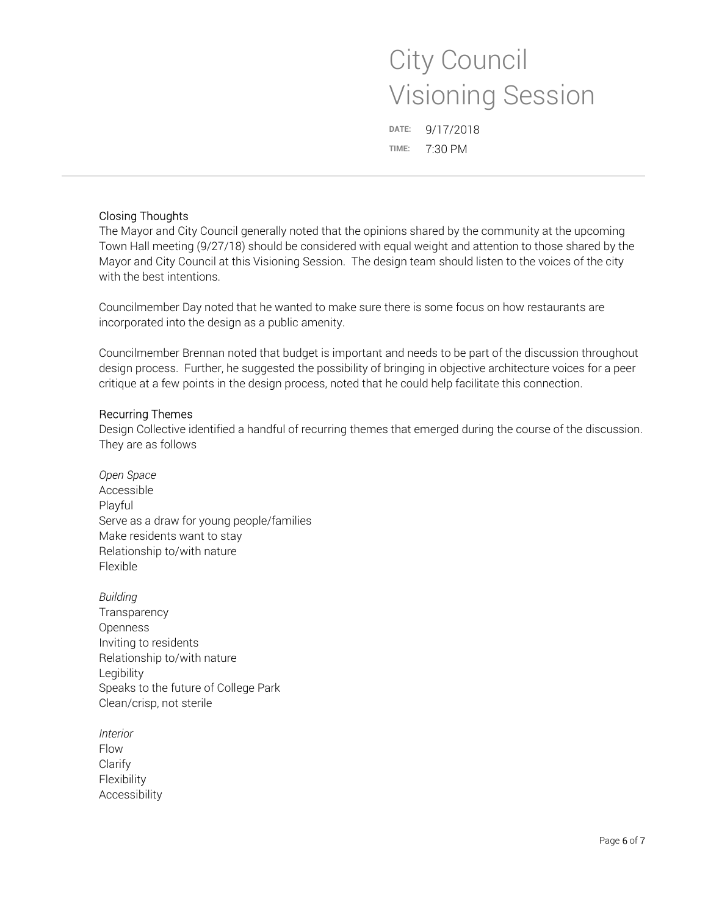# City Council Visioning Session

**DATE:** 9/17/2018

**TIME:** 7:30 PM

## Closing Thoughts

The Mayor and City Council generally noted that the opinions shared by the community at the upcoming Town Hall meeting (9/27/18) should be considered with equal weight and attention to those shared by the Mayor and City Council at this Visioning Session. The design team should listen to the voices of the city with the best intentions.

Councilmember Day noted that he wanted to make sure there is some focus on how restaurants are incorporated into the design as a public amenity.

Councilmember Brennan noted that budget is important and needs to be part of the discussion throughout design process. Further, he suggested the possibility of bringing in objective architecture voices for a peer critique at a few points in the design process, noted that he could help facilitate this connection.

## Recurring Themes

Design Collective identified a handful of recurring themes that emerged during the course of the discussion. They are as follows

*Open Space*
Accessible
Playful
Serve as a draw for young people/families
Make residents want to stay
Relationship to/with nature
Flexible

*Building*
Transparency
Openness
Inviting to residents
Relationship to/with nature
Legibility
Speaks to the future of College Park
Clean/crisp, not sterile

*Interior*
Flow
Clarify
Flexibility
Accessibility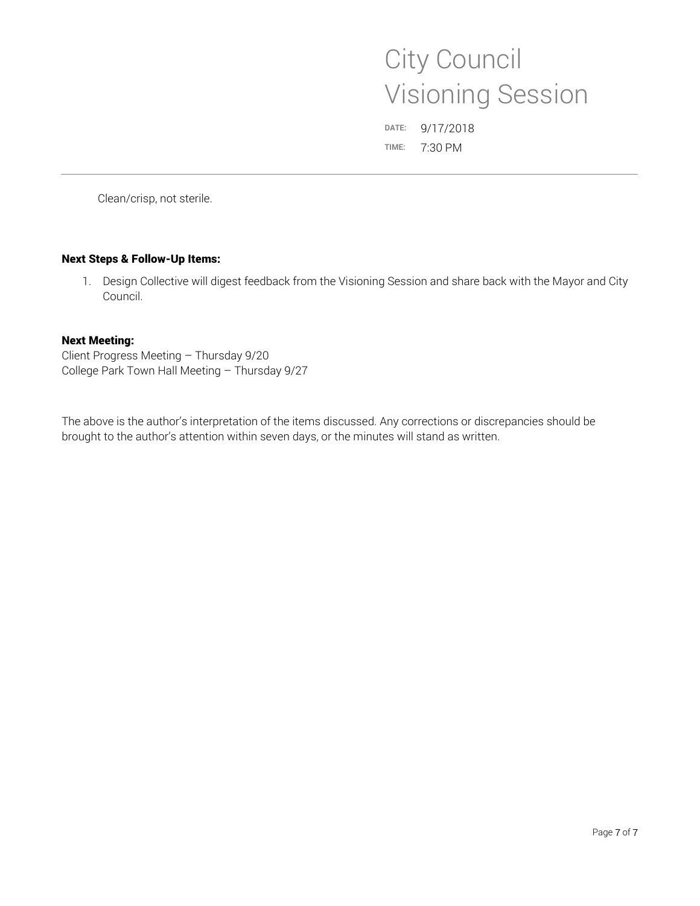# City Council Visioning Session

**DATE:** 9/17/2018

**TIME:** 7:30 PM

Clean/crisp, not sterile.

**Next Steps & Follow-Up Items:**

1. Design Collective will digest feedback from the Visioning Session and share back with the Mayor and City Council.

**Next Meeting:**

Client Progress Meeting – Thursday 9/20
College Park Town Hall Meeting – Thursday 9/27

The above is the author's interpretation of the items discussed. Any corrections or discrepancies should be brought to the author's attention within seven days, or the minutes will stand as written.